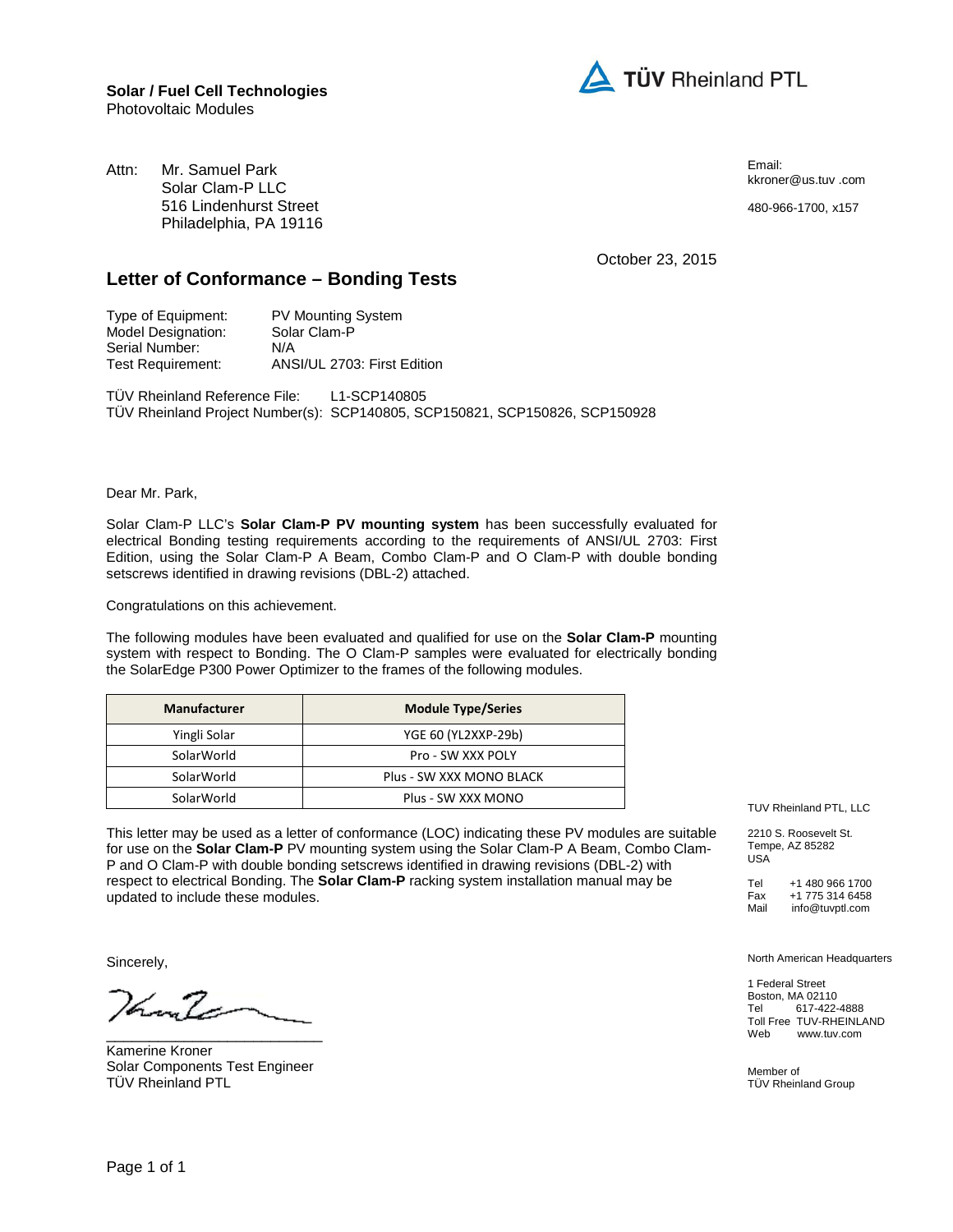**Solar / Fuel Cell Technologies**
Photovoltaic Modules

**TÜV Rheinland PTL**

Attn: Mr. Samuel Park
Solar Clam-P LLC
516 Lindenhurst Street
Philadelphia, PA 19116

Email:
kkroner@us.tuv .com

480-966-1700, x157

October 23, 2015

## Letter of Conformance – Bonding Tests

Type of Equipment: PV Mounting System
Model Designation: Solar Clam-P
Serial Number: N/A
Test Requirement: ANSI/UL 2703: First Edition

TÜV Rheinland Reference File: L1-SCP140805
TÜV Rheinland Project Number(s): SCP140805, SCP150821, SCP150826, SCP150928

Dear Mr. Park,

Solar Clam-P LLC's **Solar Clam-P PV mounting system** has been successfully evaluated for electrical Bonding testing requirements according to the requirements of ANSI/UL 2703: First Edition, using the Solar Clam-P A Beam, Combo Clam-P and O Clam-P with double bonding setscrews identified in drawing revisions (DBL-2) attached.

Congratulations on this achievement.

The following modules have been evaluated and qualified for use on the **Solar Clam-P** mounting system with respect to Bonding. The O Clam-P samples were evaluated for electrically bonding the SolarEdge P300 Power Optimizer to the frames of the following modules.

| Manufacturer | Module Type/Series |
| --- | --- |
| Yingli Solar | YGE 60 (YL2XXP-29b) |
| SolarWorld | Pro - SW XXX POLY |
| SolarWorld | Plus - SW XXX MONO BLACK |
| SolarWorld | Plus - SW XXX MONO |

This letter may be used as a letter of conformance (LOC) indicating these PV modules are suitable for use on the **Solar Clam-P** PV mounting system using the Solar Clam-P A Beam, Combo Clam-P and O Clam-P with double bonding setscrews identified in drawing revisions (DBL-2) with respect to electrical Bonding. The **Solar Clam-P** racking system installation manual may be updated to include these modules.

Sincerely,

Kamerine Kroner
Solar Components Test Engineer
TÜV Rheinland PTL

TUV Rheinland PTL, LLC

2210 S. Roosevelt St.
Tempe, AZ 85282
USA

Tel +1 480 966 1700
Fax +1 775 314 6458
Mail info@tuvptl.com

North American Headquarters

1 Federal Street
Boston, MA 02110
Tel 617-422-4888
Toll Free TUV-RHEINLAND
Web www.tuv.com

Member of
TÜV Rheinland Group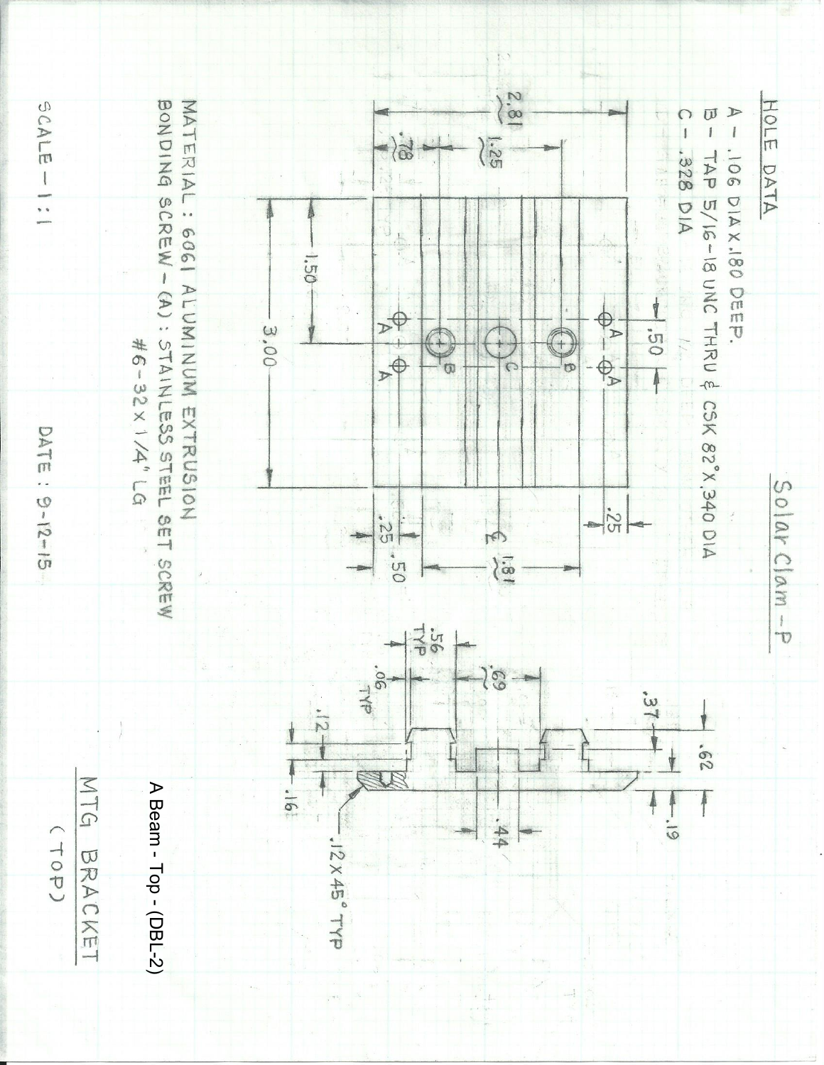Solar Clam - P

## HOLE DATA

A - .106 DIA x .180 DEEP.

B - TAP 5/16-18 UNC THRU & CSK 82° x .340 DIA

C - .328 DIA

MATERIAL : 6061 ALUMINUM EXTRUSION

BONDING SCREW - (A) : STAINLESS STEEL SET SCREW
#6-32 x 1/4" LG

2.81
1.25
.78
.50
1.50
3.00
.25
.25 .50
1.81
℄

.56 TYP
.06 TYP
.69
.12
.37
.62
.19
.16
.44
.12 x 45° TYP

A Beam - Top - (DBL-2)

MTG BRACKET
(TOP)

SCALE - 1:1

DATE : 9-12-15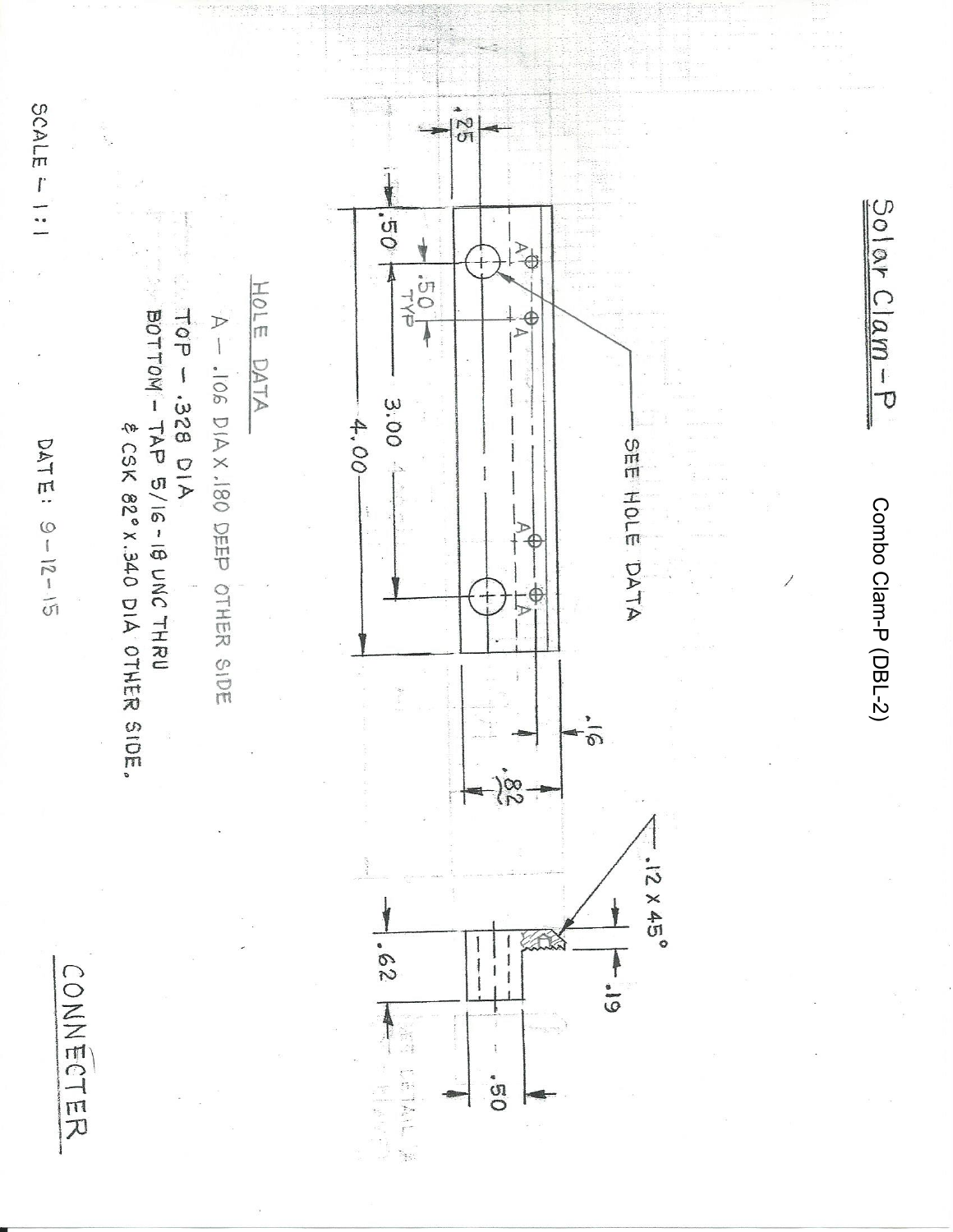# Solar Clam-P

Combo Clam-P (DBL-2)

SEE HOLE DATA

.25

.50

.50 TYP

3.00

4.00

.16

.82

.12 X 45°

.19

.62

.50

## HOLE DATA

A – .106 DIA X .180 DEEP OTHER SIDE

TOP – .328 DIA

BOTTOM – TAP 5/16 – 18 UNC THRU & CSK 82° X .340 DIA OTHER SIDE.

SCALE – 1:1

DATE: 9-12-15

CONNECTER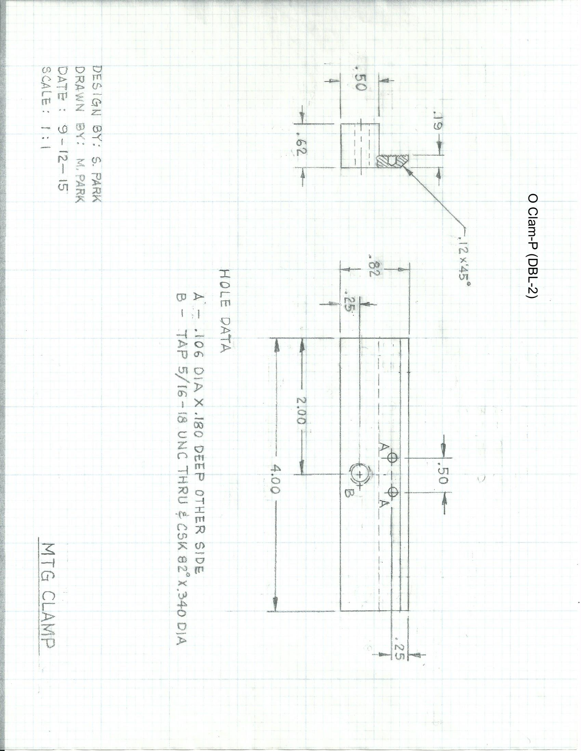O Clam-P (DBL-2)

.50

.19

.62

.12 X 45°

.82

.25

.50

A

A

B

2.00

4.00

.25

HOLE DATA

A - .106 DIA X .180 DEEP OTHER SIDE
B - TAP 5/16-18 UNC THRU & CSK 82° X .340 DIA

MTG CLAMP

DESIGN BY: S. PARK
DRAWN BY: M. PARK
DATE: 9-12-15
SCALE: 1:1